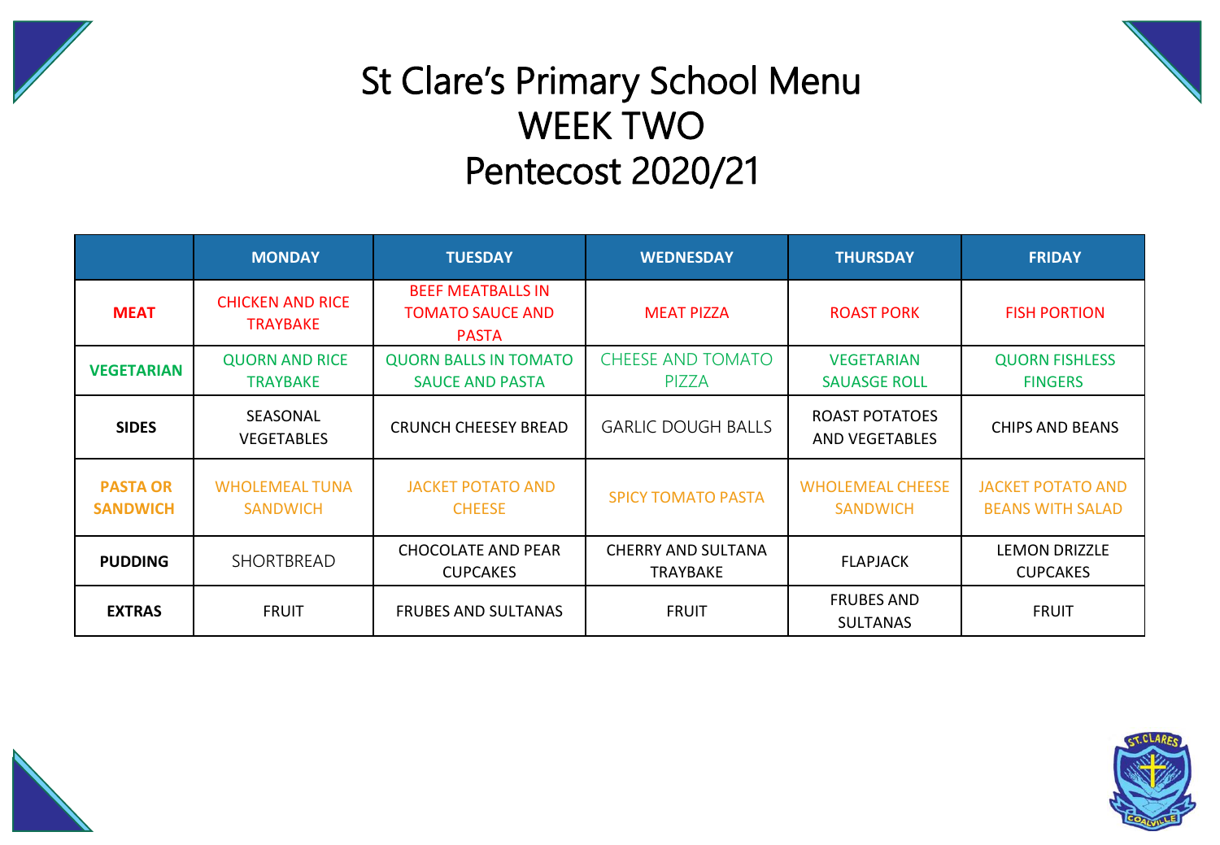# St Clare's Primary School Menu
# WEEK TWO
# Pentecost 2020/21

| | MONDAY | TUESDAY | WEDNESDAY | THURSDAY | FRIDAY |
|---|---|---|---|---|---|
| **MEAT** | CHICKEN AND RICE TRAYBAKE | BEEF MEATBALLS IN TOMATO SAUCE AND PASTA | MEAT PIZZA | ROAST PORK | FISH PORTION |
| **VEGETARIAN** | QUORN AND RICE TRAYBAKE | QUORN BALLS IN TOMATO SAUCE AND PASTA | CHEESE AND TOMATO PIZZA | VEGETARIAN SAUASGE ROLL | QUORN FISHLESS FINGERS |
| **SIDES** | SEASONAL VEGETABLES | CRUNCH CHEESEY BREAD | GARLIC DOUGH BALLS | ROAST POTATOES AND VEGETABLES | CHIPS AND BEANS |
| **PASTA OR SANDWICH** | WHOLEMEAL TUNA SANDWICH | JACKET POTATO AND CHEESE | SPICY TOMATO PASTA | WHOLEMEAL CHEESE SANDWICH | JACKET POTATO AND BEANS WITH SALAD |
| **PUDDING** | SHORTBREAD | CHOCOLATE AND PEAR CUPCAKES | CHERRY AND SULTANA TRAYBAKE | FLAPJACK | LEMON DRIZZLE CUPCAKES |
| **EXTRAS** | FRUIT | FRUBES AND SULTANAS | FRUIT | FRUBES AND SULTANAS | FRUIT |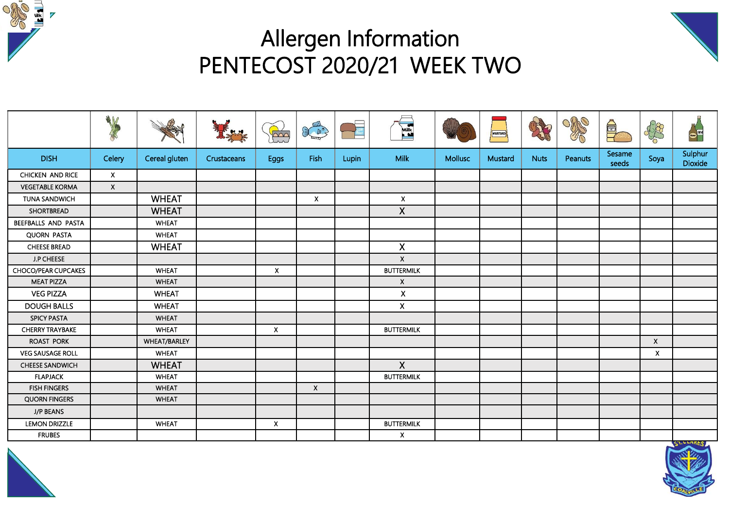# Allergen Information
# PENTECOST 2020/21 WEEK TWO

| DISH | Celery | Cereal gluten | Crustaceans | Eggs | Fish | Lupin | Milk | Mollusc | Mustard | Nuts | Peanuts | Sesame seeds | Soya | Sulphur Dioxide |
|---|---|---|---|---|---|---|---|---|---|---|---|---|---|---|
| CHICKEN AND RICE | X | | | | | | | | | | | | | |
| VEGETABLE KORMA | X | | | | | | | | | | | | | |
| TUNA SANDWICH | | WHEAT | | | X | | X | | | | | | | |
| SHORTBREAD | | WHEAT | | | | | X | | | | | | | |
| BEEFBALLS AND PASTA | | WHEAT | | | | | | | | | | | | |
| QUORN PASTA | | WHEAT | | | | | | | | | | | | |
| CHEESE BREAD | | WHEAT | | | | | X | | | | | | | |
| J.P CHEESE | | | | | | | X | | | | | | | |
| CHOCO/PEAR CUPCAKES | | WHEAT | | X | | | BUTTERMILK | | | | | | | |
| MEAT PIZZA | | WHEAT | | | | | X | | | | | | | |
| VEG PIZZA | | WHEAT | | | | | X | | | | | | | |
| DOUGH BALLS | | WHEAT | | | | | X | | | | | | | |
| SPICY PASTA | | WHEAT | | | | | | | | | | | | |
| CHERRY TRAYBAKE | | WHEAT | | X | | | BUTTERMILK | | | | | | | |
| ROAST PORK | | WHEAT/BARLEY | | | | | | | | | | | X | |
| VEG SAUSAGE ROLL | | WHEAT | | | | | | | | | | | X | |
| CHEESE SANDWICH | | WHEAT | | | | | X | | | | | | | |
| FLAPJACK | | WHEAT | | | | | BUTTERMILK | | | | | | | |
| FISH FINGERS | | WHEAT | | | X | | | | | | | | | |
| QUORN FINGERS | | WHEAT | | | | | | | | | | | | |
| J/P BEANS | | | | | | | | | | | | | | |
| LEMON DRIZZLE | | WHEAT | | X | | | BUTTERMILK | | | | | | | |
| FRUBES | | | | | | | X | | | | | | | |